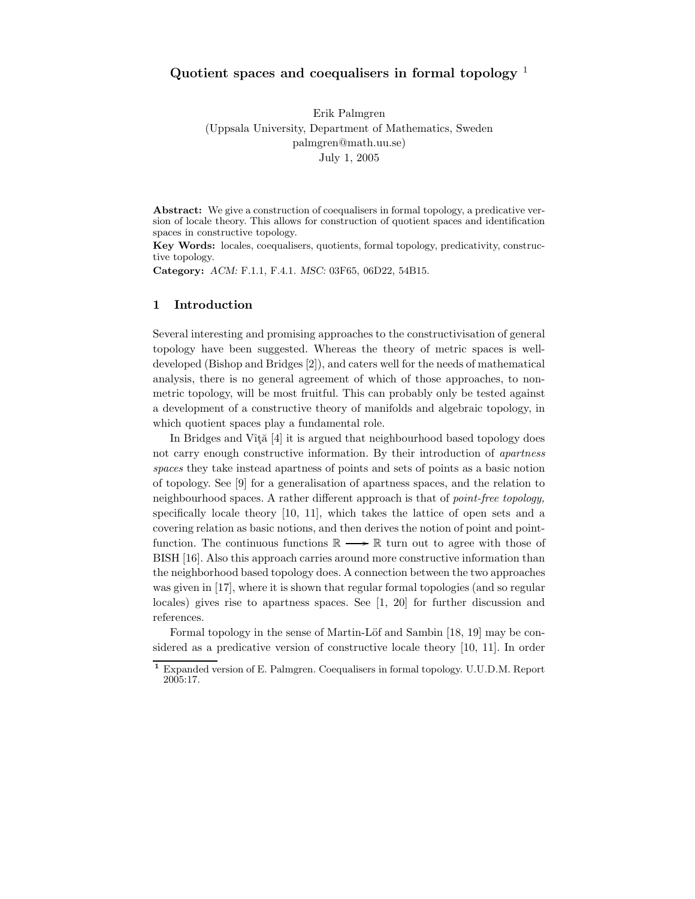# Quotient spaces and coequalisers in formal topology [1]

Erik Palmgren
(Uppsala University, Department of Mathematics, Sweden
palmgren@math.uu.se)
July 1, 2005

**Abstract:** We give a construction of coequalisers in formal topology, a predicative version of locale theory. This allows for construction of quotient spaces and identification spaces in constructive topology.

**Key Words:** locales, coequalisers, quotients, formal topology, predicativity, constructive topology.

**Category:** *ACM:* F.1.1, F.4.1. *MSC:* 03F65, 06D22, 54B15.

## 1 Introduction

Several interesting and promising approaches to the constructivisation of general topology have been suggested. Whereas the theory of metric spaces is well-developed (Bishop and Bridges [2]), and caters well for the needs of mathematical analysis, there is no general agreement of which of those approaches, to non-metric topology, will be most fruitful. This can probably only be tested against a development of a constructive theory of manifolds and algebraic topology, in which quotient spaces play a fundamental role.

In Bridges and Vîţă [4] it is argued that neighbourhood based topology does not carry enough constructive information. By their introduction of *apartness spaces* they take instead apartness of points and sets of points as a basic notion of topology. See [9] for a generalisation of apartness spaces, and the relation to neighbourhood spaces. A rather different approach is that of *point-free topology,* specifically locale theory [10, 11], which takes the lattice of open sets and a covering relation as basic notions, and then derives the notion of point and point-function. The continuous functions $\mathbb{R} \longrightarrow \mathbb{R}$ turn out to agree with those of BISH [16]. Also this approach carries around more constructive information than the neighborhood based topology does. A connection between the two approaches was given in [17], where it is shown that regular formal topologies (and so regular locales) gives rise to apartness spaces. See [1, 20] for further discussion and references.

Formal topology in the sense of Martin-Löf and Sambin [18, 19] may be considered as a predicative version of constructive locale theory [10, 11]. In order

---

[1] Expanded version of E. Palmgren. Coequalisers in formal topology. U.U.D.M. Report 2005:17.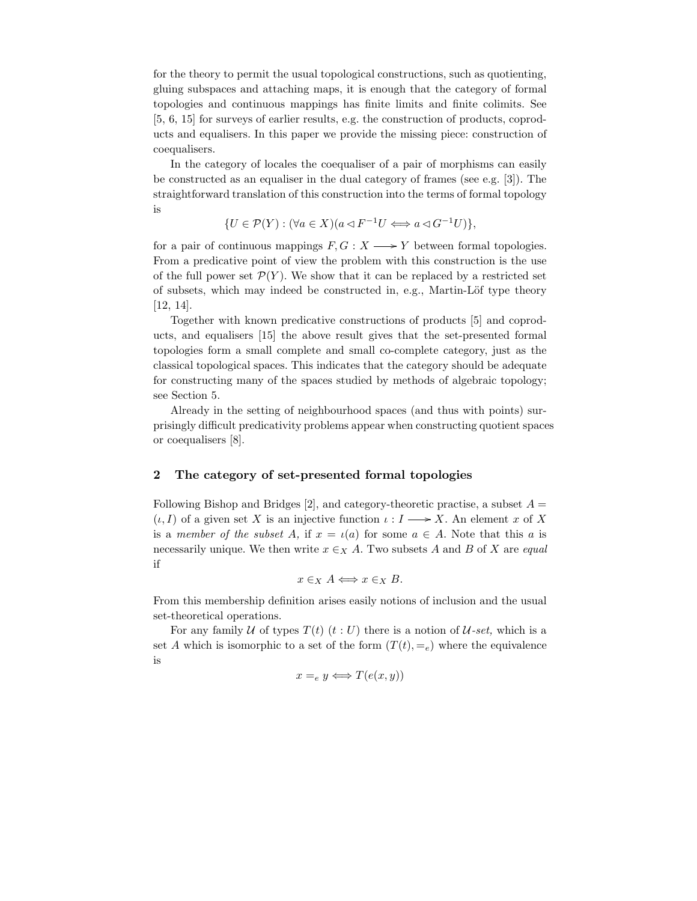for the theory to permit the usual topological constructions, such as quotienting, gluing subspaces and attaching maps, it is enough that the category of formal topologies and continuous mappings has finite limits and finite colimits. See [5, 6, 15] for surveys of earlier results, e.g. the construction of products, coproducts and equalisers. In this paper we provide the missing piece: construction of coequalisers.

In the category of locales the coequaliser of a pair of morphisms can easily be constructed as an equaliser in the dual category of frames (see e.g. [3]). The straightforward translation of this construction into the terms of formal topology is

$$\{U \in \mathcal{P}(Y) : (\forall a \in X)(a \lhd F^{-1}U \iff a \lhd G^{-1}U)\},$$

for a pair of continuous mappings $F, G : X \longrightarrow Y$ between formal topologies. From a predicative point of view the problem with this construction is the use of the full power set $\mathcal{P}(Y)$. We show that it can be replaced by a restricted set of subsets, which may indeed be constructed in, e.g., Martin-Löf type theory [12, 14].

Together with known predicative constructions of products [5] and coproducts, and equalisers [15] the above result gives that the set-presented formal topologies form a small complete and small co-complete category, just as the classical topological spaces. This indicates that the category should be adequate for constructing many of the spaces studied by methods of algebraic topology; see Section 5.

Already in the setting of neighbourhood spaces (and thus with points) surprisingly difficult predicativity problems appear when constructing quotient spaces or coequalisers [8].

## 2 The category of set-presented formal topologies

Following Bishop and Bridges [2], and category-theoretic practise, a subset $A = (\iota, I)$ of a given set $X$ is an injective function $\iota : I \longrightarrow X$. An element $x$ of $X$ is a *member of the subset A,* if $x = \iota(a)$ for some $a \in A$. Note that this $a$ is necessarily unique. We then write $x \in_X A$. Two subsets $A$ and $B$ of $X$ are *equal* if

$$x \in_X A \iff x \in_X B.$$

From this membership definition arises easily notions of inclusion and the usual set-theoretical operations.

For any family $\mathcal{U}$ of types $T(t)$ $(t : U)$ there is a notion of $\mathcal{U}$*-set,* which is a set $A$ which is isomorphic to a set of the form $(T(t), =_e)$ where the equivalence is

$$x =_e y \iff T(e(x, y))$$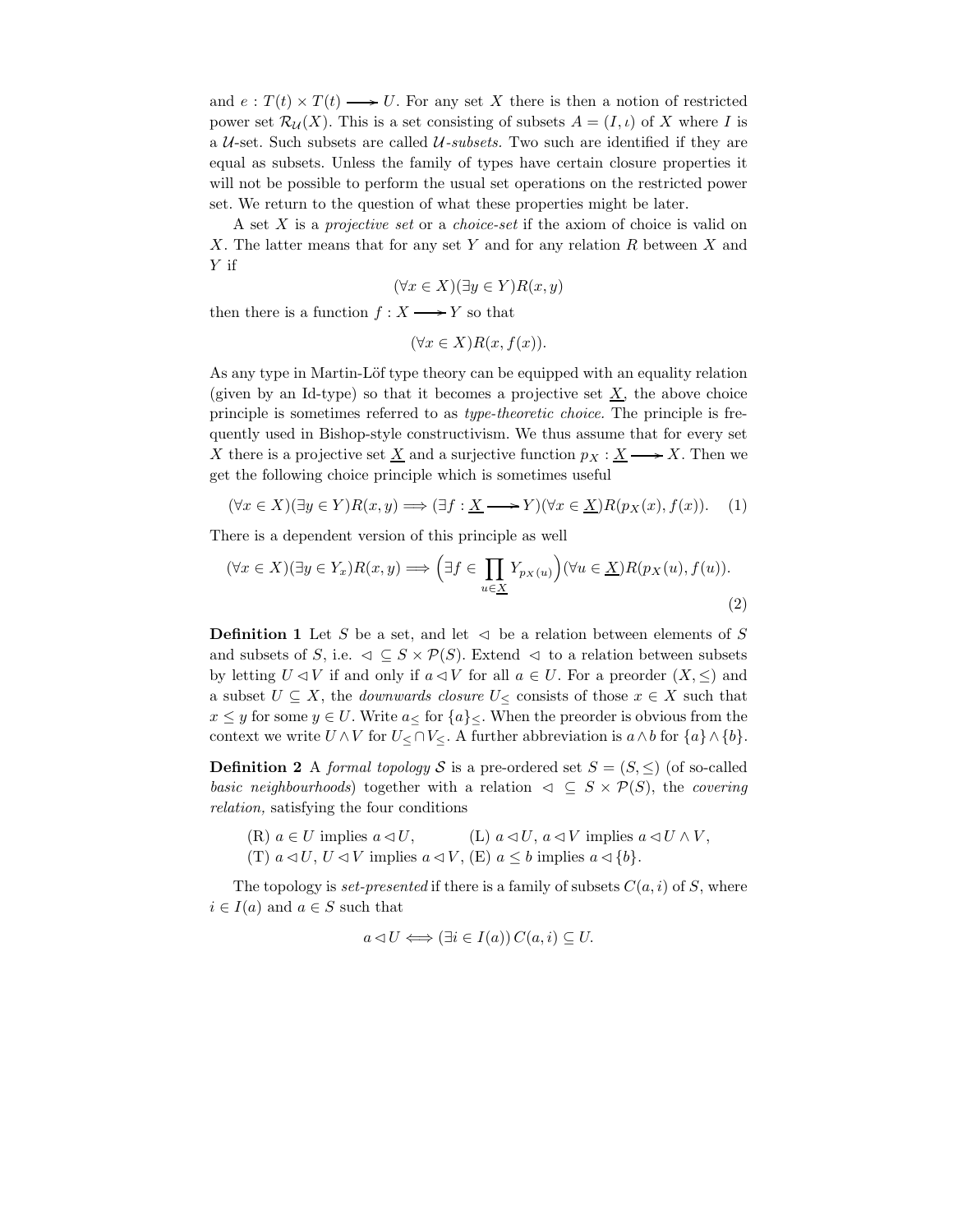and $e : T(t) \times T(t) \longrightarrow U$. For any set $X$ there is then a notion of restricted power set $\mathcal{R}_{\mathcal{U}}(X)$. This is a set consisting of subsets $A = (I, \iota)$ of $X$ where $I$ is a $\mathcal{U}$-set. Such subsets are called *$\mathcal{U}$-subsets*. Two such are identified if they are equal as subsets. Unless the family of types have certain closure properties it will not be possible to perform the usual set operations on the restricted power set. We return to the question of what these properties might be later.

A set $X$ is a *projective set* or a *choice-set* if the axiom of choice is valid on $X$. The latter means that for any set $Y$ and for any relation $R$ between $X$ and $Y$ if

$$(\forall x \in X)(\exists y \in Y) R(x, y)$$

then there is a function $f : X \longrightarrow Y$ so that

$$(\forall x \in X) R(x, f(x)).$$

As any type in Martin-Löf type theory can be equipped with an equality relation (given by an Id-type) so that it becomes a projective set $\underline{X}$, the above choice principle is sometimes referred to as *type-theoretic choice.* The principle is frequently used in Bishop-style constructivism. We thus assume that for every set $X$ there is a projective set $\underline{X}$ and a surjective function $p_X : \underline{X} \longrightarrow X$. Then we get the following choice principle which is sometimes useful

$$(\forall x \in X)(\exists y \in Y) R(x, y) \Longrightarrow (\exists f : \underline{X} \longrightarrow Y)(\forall x \in \underline{X}) R(p_X(x), f(x)). \quad (1)$$

There is a dependent version of this principle as well

$$(\forall x \in X)(\exists y \in Y_x) R(x, y) \Longrightarrow \Big(\exists f \in \prod_{u \in \underline{X}} Y_{p_X(u)}\Big)(\forall u \in \underline{X}) R(p_X(u), f(u)). \quad (2)$$

**Definition 1** Let $S$ be a set, and let $\lhd$ be a relation between elements of $S$ and subsets of $S$, i.e. $\lhd \subseteq S \times \mathcal{P}(S)$. Extend $\lhd$ to a relation between subsets by letting $U \lhd V$ if and only if $a \lhd V$ for all $a \in U$. For a preorder $(X, \leq)$ and a subset $U \subseteq X$, the *downwards closure* $U_{\leq}$ consists of those $x \in X$ such that $x \leq y$ for some $y \in U$. Write $a_{\leq}$ for $\{a\}_{\leq}$. When the preorder is obvious from the context we write $U \wedge V$ for $U_{\leq} \cap V_{\leq}$. A further abbreviation is $a \wedge b$ for $\{a\} \wedge \{b\}$.

**Definition 2** A *formal topology* $\mathcal{S}$ is a pre-ordered set $S = (S, \leq)$ (of so-called *basic neighbourhoods*) together with a relation $\lhd \subseteq S \times \mathcal{P}(S)$, the *covering relation,* satisfying the four conditions

(R) $a \in U$ implies $a \lhd U$, (L) $a \lhd U$, $a \lhd V$ implies $a \lhd U \wedge V$,
(T) $a \lhd U$, $U \lhd V$ implies $a \lhd V$, (E) $a \leq b$ implies $a \lhd \{b\}$.

The topology is *set-presented* if there is a family of subsets $C(a, i)$ of $S$, where $i \in I(a)$ and $a \in S$ such that

$$a \lhd U \Longleftrightarrow (\exists i \in I(a))\, C(a, i) \subseteq U.$$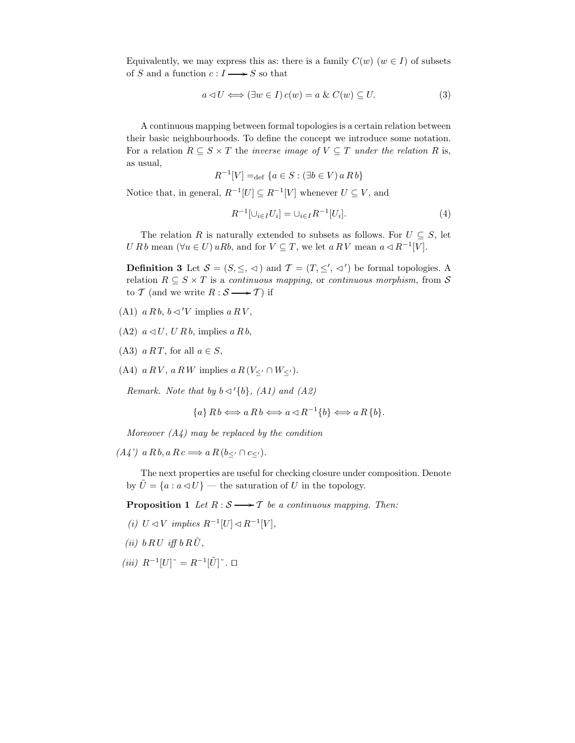Equivalently, we may express this as: there is a family $C(w)$ $(w \in I)$ of subsets of $S$ and a function $c : I \longrightarrow S$ so that

$$a \lhd U \iff (\exists w \in I)\, c(w) = a \;\&\; C(w) \subseteq U. \tag{3}$$

A continuous mapping between formal topologies is a certain relation between their basic neighbourhoods. To define the concept we introduce some notation. For a relation $R \subseteq S \times T$ the *inverse image of* $V \subseteq T$ *under the relation* $R$ is, as usual,

$$R^{-1}[V] =_{\rm def} \{a \in S : (\exists b \in V)\, a\, R\, b\}$$

Notice that, in general, $R^{-1}[U] \subseteq R^{-1}[V]$ whenever $U \subseteq V$, and

$$R^{-1}[\cup_{i \in I} U_i] = \cup_{i \in I} R^{-1}[U_i]. \tag{4}$$

The relation $R$ is naturally extended to subsets as follows. For $U \subseteq S$, let $U\, R\, b$ mean $(\forall u \in U)\, uRb$, and for $V \subseteq T$, we let $a\, R\, V$ mean $a \lhd R^{-1}[V]$.

**Definition 3** Let $\mathcal{S} = (S, \leq, \lhd)$ and $\mathcal{T} = (T, \leq', \lhd')$ be formal topologies. A relation $R \subseteq S \times T$ is a *continuous mapping,* or *continuous morphism,* from $\mathcal{S}$ to $\mathcal{T}$ (and we write $R : \mathcal{S} \longrightarrow \mathcal{T}$) if

- (A1) $a\, R\, b$, $b \lhd' V$ implies $a\, R\, V$,
- (A2) $a \lhd U$, $U\, R\, b$, implies $a\, R\, b$,
- (A3) $a\, R\, T$, for all $a \in S$,
- (A4) $a\, R\, V$, $a\, R\, W$ implies $a\, R\, (V_{\leq'} \cap W_{\leq'})$.

*Remark. Note that by $b \lhd' \{b\}$, (A1) and (A2)*

$$\{a\}\, R\, b \iff a\, R\, b \iff a \lhd R^{-1}\{b\} \iff a\, R\, \{b\}.$$

*Moreover (A4) may be replaced by the condition*

*(A4')* $a\, R\, b, a\, R\, c \Longrightarrow a\, R\, (b_{\leq'} \cap c_{\leq'})$.

The next properties are useful for checking closure under composition. Denote by $\tilde{U} = \{a : a \lhd U\}$ — the saturation of $U$ in the topology.

**Proposition 1** *Let $R : \mathcal{S} \longrightarrow \mathcal{T}$ be a continuous mapping. Then:*

- *(i)* $U \lhd V$ *implies* $R^{-1}[U] \lhd R^{-1}[V]$,
- *(ii)* $b\, R\, U$ *iff* $b\, R\, \tilde{U}$,
- *(iii)* $R^{-1}[U]^{\sim} = R^{-1}[\tilde{U}]^{\sim}$. $\square$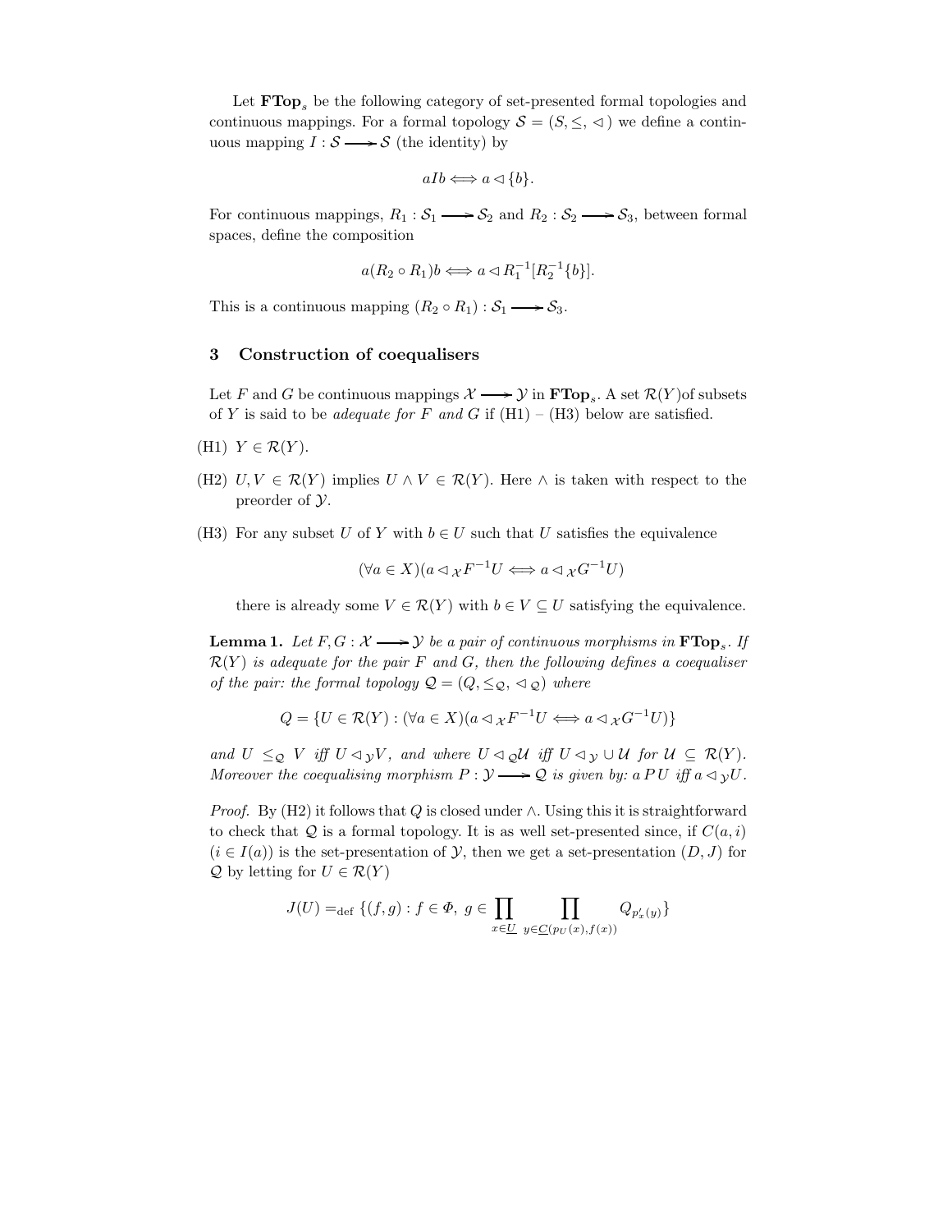Let $\mathbf{FTop}_s$ be the following category of set-presented formal topologies and continuous mappings. For a formal topology $\mathcal{S} = (S, \leq, \lhd)$ we define a continuous mapping $I : \mathcal{S} \longrightarrow \mathcal{S}$ (the identity) by

$$aIb \Longleftrightarrow a \lhd \{b\}.$$

For continuous mappings, $R_1 : \mathcal{S}_1 \longrightarrow \mathcal{S}_2$ and $R_2 : \mathcal{S}_2 \longrightarrow \mathcal{S}_3$, between formal spaces, define the composition

$$a(R_2 \circ R_1)b \Longleftrightarrow a \lhd R_1^{-1}[R_2^{-1}\{b\}].$$

This is a continuous mapping $(R_2 \circ R_1) : \mathcal{S}_1 \longrightarrow \mathcal{S}_3$.

## 3 Construction of coequalisers

Let $F$ and $G$ be continuous mappings $\mathcal{X} \longrightarrow \mathcal{Y}$ in $\mathbf{FTop}_s$. A set $\mathcal{R}(Y)$of subsets of $Y$ is said to be *adequate for $F$ and $G$* if (H1) – (H3) below are satisfied.

(H1) $Y \in \mathcal{R}(Y)$.

(H2) $U, V \in \mathcal{R}(Y)$ implies $U \wedge V \in \mathcal{R}(Y)$. Here $\wedge$ is taken with respect to the preorder of $\mathcal{Y}$.

(H3) For any subset $U$ of $Y$ with $b \in U$ such that $U$ satisfies the equivalence

$$(\forall a \in X)(a \lhd_{\mathcal{X}} F^{-1}U \Longleftrightarrow a \lhd_{\mathcal{X}} G^{-1}U)$$

there is already some $V \in \mathcal{R}(Y)$ with $b \in V \subseteq U$ satisfying the equivalence.

**Lemma 1.** *Let $F, G : \mathcal{X} \longrightarrow \mathcal{Y}$ be a pair of continuous morphisms in $\mathbf{FTop}_s$. If $\mathcal{R}(Y)$ is adequate for the pair $F$ and $G$, then the following defines a coequaliser of the pair: the formal topology $\mathcal{Q} = (Q, \leq_{\mathcal{Q}}, \lhd_{\mathcal{Q}})$ where*

$$Q = \{U \in \mathcal{R}(Y) : (\forall a \in X)(a \lhd_{\mathcal{X}} F^{-1}U \Longleftrightarrow a \lhd_{\mathcal{X}} G^{-1}U)\}$$

*and $U \leq_{\mathcal{Q}} V$ iff $U \lhd_{\mathcal{Y}} V$, and where $U \lhd_{\mathcal{Q}} \mathcal{U}$ iff $U \lhd_{\mathcal{Y}} \cup \mathcal{U}$ for $\mathcal{U} \subseteq \mathcal{R}(Y)$. Moreover the coequalising morphism $P : \mathcal{Y} \longrightarrow \mathcal{Q}$ is given by: $a\,P\,U$ iff $a \lhd_{\mathcal{Y}} U$.*

*Proof.* By (H2) it follows that $Q$ is closed under $\wedge$. Using this it is straightforward to check that $\mathcal{Q}$ is a formal topology. It is as well set-presented since, if $C(a, i)$ $(i \in I(a))$ is the set-presentation of $\mathcal{Y}$, then we get a set-presentation $(D, J)$ for $\mathcal{Q}$ by letting for $U \in \mathcal{R}(Y)$

$$J(U) =_{\mathrm{def}} \{(f, g) : f \in \Phi,\ g \in \prod_{x \in \underline{U}} \ \prod_{y \in \underline{C}(p_U(x), f(x))} Q_{p'_x(y)}\}$$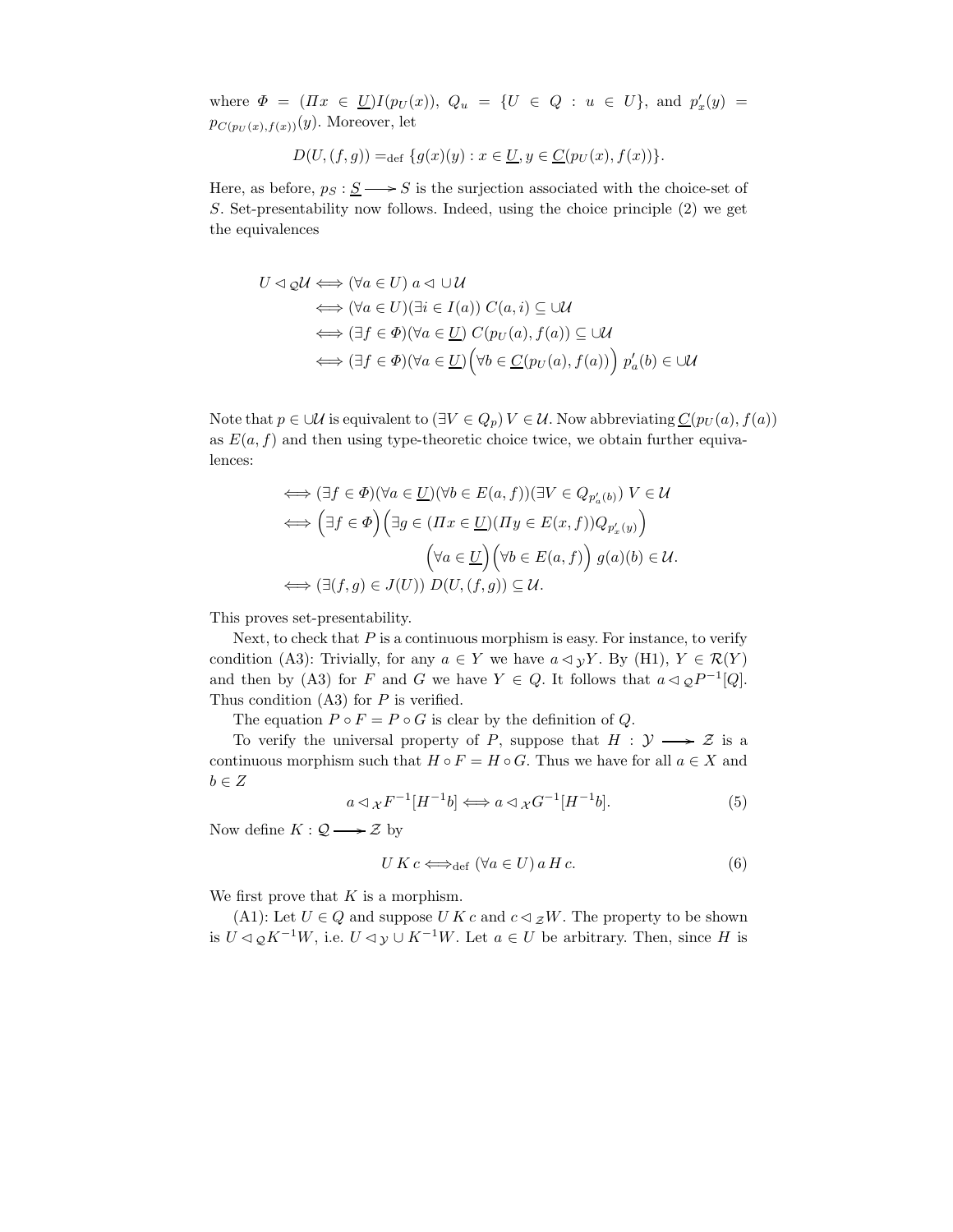where $\Phi = (\Pi x \in \underline{U}) I(p_U(x))$, $Q_u = \{U \in Q : u \in U\}$, and $p'_x(y) = p_{C(p_U(x),f(x))}(y)$. Moreover, let

$$D(U,(f,g)) =_{\text{def}} \{g(x)(y) : x \in \underline{U}, y \in \underline{C}(p_U(x), f(x))\}.$$

Here, as before, $p_S : \underline{S} \longrightarrow S$ is the surjection associated with the choice-set of $S$. Set-presentability now follows. Indeed, using the choice principle (2) we get the equivalences

$$
\begin{aligned}
U \lhd_{\mathcal{Q}} \mathcal{U} &\iff (\forall a \in U)\ a \lhd \cup\mathcal{U} \\
&\iff (\forall a \in U)(\exists i \in I(a))\ C(a,i) \subseteq \cup\mathcal{U} \\
&\iff (\exists f \in \Phi)(\forall a \in \underline{U})\ C(p_U(a), f(a)) \subseteq \cup\mathcal{U} \\
&\iff (\exists f \in \Phi)(\forall a \in \underline{U})\Big(\forall b \in \underline{C}(p_U(a), f(a))\Big)\ p'_a(b) \in \cup\mathcal{U}
\end{aligned}
$$

Note that $p \in \cup\mathcal{U}$ is equivalent to $(\exists V \in Q_p)\, V \in \mathcal{U}$. Now abbreviating $\underline{C}(p_U(a), f(a))$ as $E(a,f)$ and then using type-theoretic choice twice, we obtain further equivalences:

$$
\begin{aligned}
&\iff (\exists f \in \Phi)(\forall a \in \underline{U})(\forall b \in E(a,f))(\exists V \in Q_{p'_a(b)})\ V \in \mathcal{U} \\
&\iff \Big(\exists f \in \Phi\Big)\Big(\exists g \in (\Pi x \in \underline{U})(\Pi y \in E(x,f)) Q_{p'_x(y)}\Big) \\
&\qquad\qquad \Big(\forall a \in \underline{U}\Big)\Big(\forall b \in E(a,f)\Big)\ g(a)(b) \in \mathcal{U}. \\
&\iff (\exists (f,g) \in J(U))\ D(U,(f,g)) \subseteq \mathcal{U}.
\end{aligned}
$$

This proves set-presentability.

Next, to check that $P$ is a continuous morphism is easy. For instance, to verify condition (A3): Trivially, for any $a \in Y$ we have $a \lhd_{\mathcal{Y}} Y$. By (H1), $Y \in \mathcal{R}(Y)$ and then by (A3) for $F$ and $G$ we have $Y \in Q$. It follows that $a \lhd_{\mathcal{Q}} P^{-1}[Q]$. Thus condition (A3) for $P$ is verified.

The equation $P \circ F = P \circ G$ is clear by the definition of $Q$.

To verify the universal property of $P$, suppose that $H : \mathcal{Y} \longrightarrow \mathcal{Z}$ is a continuous morphism such that $H \circ F = H \circ G$. Thus we have for all $a \in X$ and $b \in Z$

$$a \lhd_{\mathcal{X}} F^{-1}[H^{-1}b] \iff a \lhd_{\mathcal{X}} G^{-1}[H^{-1}b]. \tag{5}$$

Now define $K : \mathcal{Q} \longrightarrow \mathcal{Z}$ by

$$U\, K\, c \iff_{\text{def}} (\forall a \in U)\, a\, H\, c. \tag{6}$$

We first prove that $K$ is a morphism.

(A1): Let $U \in Q$ and suppose $U\, K\, c$ and $c \lhd_{\mathcal{Z}} W$. The property to be shown is $U \lhd_{\mathcal{Q}} K^{-1}W$, i.e. $U \lhd_{\mathcal{Y}} \cup K^{-1}W$. Let $a \in U$ be arbitrary. Then, since $H$ is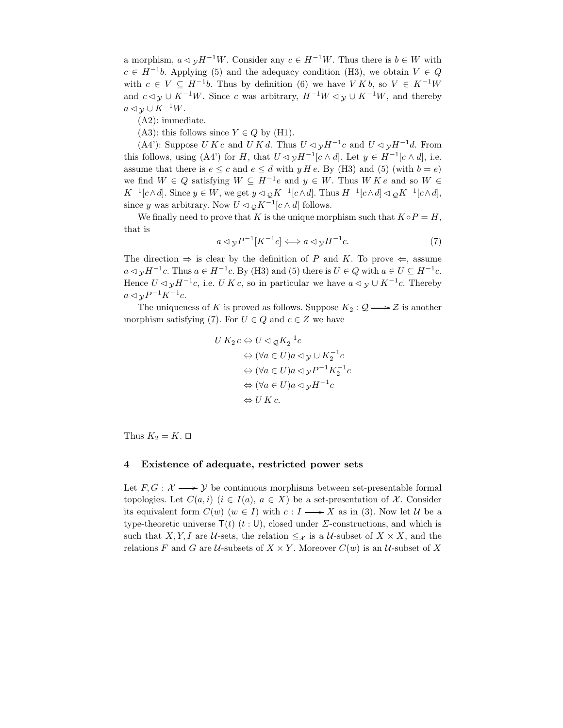a morphism, $a \lhd_{\mathcal{Y}} H^{-1}W$. Consider any $c \in H^{-1}W$. Thus there is $b \in W$ with $c \in H^{-1}b$. Applying (5) and the adequacy condition (H3), we obtain $V \in Q$ with $c \in V \subseteq H^{-1}b$. Thus by definition (6) we have $V\,K\,b$, so $V \in K^{-1}W$ and $c \lhd_{\mathcal{Y}} \cup K^{-1}W$. Since $c$ was arbitrary, $H^{-1}W \lhd_{\mathcal{Y}} \cup K^{-1}W$, and thereby $a \lhd_{\mathcal{Y}} \cup K^{-1}W$.

(A2): immediate.

(A3): this follows since $Y \in Q$ by (H1).

(A4'): Suppose $U\,K\,c$ and $U\,K\,d$. Thus $U \lhd_{\mathcal{Y}} H^{-1}c$ and $U \lhd_{\mathcal{Y}} H^{-1}d$. From this follows, using (A4') for $H$, that $U \lhd_{\mathcal{Y}} H^{-1}[c \wedge d]$. Let $y \in H^{-1}[c \wedge d]$, i.e. assume that there is $e \leq c$ and $e \leq d$ with $y\,H\,e$. By (H3) and (5) (with $b = e$) we find $W \in Q$ satisfying $W \subseteq H^{-1}e$ and $y \in W$. Thus $W\,K\,e$ and so $W \in K^{-1}[c \wedge d]$. Since $y \in W$, we get $y \lhd_{\mathcal{Q}} K^{-1}[c \wedge d]$. Thus $H^{-1}[c \wedge d] \lhd_{\mathcal{Q}} K^{-1}[c \wedge d]$, since $y$ was arbitrary. Now $U \lhd_{\mathcal{Q}} K^{-1}[c \wedge d]$ follows.

We finally need to prove that $K$ is the unique morphism such that $K \circ P = H$, that is

$$a \lhd_{\mathcal{Y}} P^{-1}[K^{-1}c] \Longleftrightarrow a \lhd_{\mathcal{Y}} H^{-1}c. \tag{7}$$

The direction $\Rightarrow$ is clear by the definition of $P$ and $K$. To prove $\Leftarrow$, assume $a \lhd_{\mathcal{Y}} H^{-1}c$. Thus $a \in H^{-1}c$. By (H3) and (5) there is $U \in Q$ with $a \in U \subseteq H^{-1}c$. Hence $U \lhd_{\mathcal{Y}} H^{-1}c$, i.e. $U\,K\,c$, so in particular we have $a \lhd_{\mathcal{Y}} \cup K^{-1}c$. Thereby $a \lhd_{\mathcal{Y}} P^{-1}K^{-1}c$.

The uniqueness of $K$ is proved as follows. Suppose $K_2 : \mathcal{Q} \longrightarrow \mathcal{Z}$ is another morphism satisfying (7). For $U \in Q$ and $c \in Z$ we have

$$\begin{aligned}
U\,K_2\,c &\Leftrightarrow U \lhd_{\mathcal{Q}} K_2^{-1}c \\
&\Leftrightarrow (\forall a \in U) a \lhd_{\mathcal{Y}} \cup K_2^{-1}c \\
&\Leftrightarrow (\forall a \in U) a \lhd_{\mathcal{Y}} P^{-1}K_2^{-1}c \\
&\Leftrightarrow (\forall a \in U) a \lhd_{\mathcal{Y}} H^{-1}c \\
&\Leftrightarrow U\,K\,c.
\end{aligned}$$

Thus $K_2 = K$. □

## 4 Existence of adequate, restricted power sets

Let $F, G : \mathcal{X} \longrightarrow \mathcal{Y}$ be continuous morphisms between set-presentable formal topologies. Let $C(a, i)$ $(i \in I(a),\ a \in X)$ be a set-presentation of $\mathcal{X}$. Consider its equivalent form $C(w)$ $(w \in I)$ with $c : I \longrightarrow X$ as in (3). Now let $\mathcal{U}$ be a type-theoretic universe $\mathsf{T}(t)$ $(t : \mathsf{U})$, closed under $\Sigma$-constructions, and which is such that $X, Y, I$ are $\mathcal{U}$-sets, the relation $\leq_{\mathcal{X}}$ is a $\mathcal{U}$-subset of $X \times X$, and the relations $F$ and $G$ are $\mathcal{U}$-subsets of $X \times Y$. Moreover $C(w)$ is an $\mathcal{U}$-subset of $X$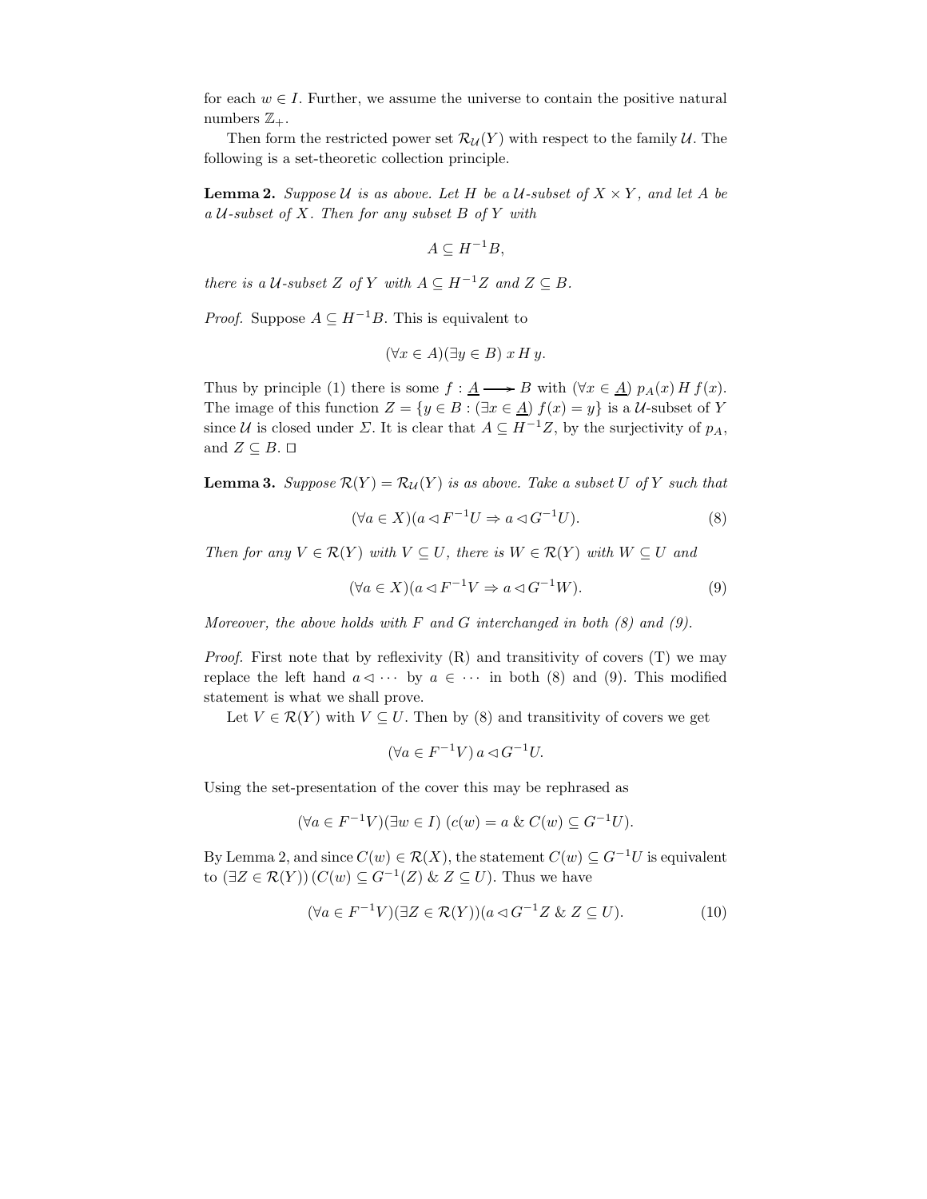for each $w \in I$. Further, we assume the universe to contain the positive natural numbers $\mathbb{Z}_+$.

Then form the restricted power set $\mathcal{R}_{\mathcal{U}}(Y)$ with respect to the family $\mathcal{U}$. The following is a set-theoretic collection principle.

**Lemma 2.** *Suppose $\mathcal{U}$ is as above. Let $H$ be a $\mathcal{U}$-subset of $X \times Y$, and let $A$ be a $\mathcal{U}$-subset of $X$. Then for any subset $B$ of $Y$ with*

$$A \subseteq H^{-1}B,$$

*there is a $\mathcal{U}$-subset $Z$ of $Y$ with $A \subseteq H^{-1}Z$ and $Z \subseteq B$.*

*Proof.* Suppose $A \subseteq H^{-1}B$. This is equivalent to

$$(\forall x \in A)(\exists y \in B)\; x\, H\, y.$$

Thus by principle (1) there is some $f : \underline{A} \longrightarrow B$ with $(\forall x \in \underline{A})\; p_A(x)\, H\, f(x)$. The image of this function $Z = \{y \in B : (\exists x \in \underline{A})\; f(x) = y\}$ is a $\mathcal{U}$-subset of $Y$ since $\mathcal{U}$ is closed under $\Sigma$. It is clear that $A \subseteq H^{-1}Z$, by the surjectivity of $p_A$, and $Z \subseteq B$. □

**Lemma 3.** *Suppose $\mathcal{R}(Y) = \mathcal{R}_{\mathcal{U}}(Y)$ is as above. Take a subset $U$ of $Y$ such that*

$$(\forall a \in X)(a \lhd F^{-1}U \Rightarrow a \lhd G^{-1}U). \tag{8}$$

*Then for any $V \in \mathcal{R}(Y)$ with $V \subseteq U$, there is $W \in \mathcal{R}(Y)$ with $W \subseteq U$ and*

$$(\forall a \in X)(a \lhd F^{-1}V \Rightarrow a \lhd G^{-1}W). \tag{9}$$

*Moreover, the above holds with $F$ and $G$ interchanged in both (8) and (9).*

*Proof.* First note that by reflexivity (R) and transitivity of covers (T) we may replace the left hand $a \lhd \cdots$ by $a \in \cdots$ in both (8) and (9). This modified statement is what we shall prove.

Let $V \in \mathcal{R}(Y)$ with $V \subseteq U$. Then by (8) and transitivity of covers we get

$$(\forall a \in F^{-1}V)\, a \lhd G^{-1}U.$$

Using the set-presentation of the cover this may be rephrased as

$$(\forall a \in F^{-1}V)(\exists w \in I)\; (c(w) = a \;\&\; C(w) \subseteq G^{-1}U).$$

By Lemma 2, and since $C(w) \in \mathcal{R}(X)$, the statement $C(w) \subseteq G^{-1}U$ is equivalent to $(\exists Z \in \mathcal{R}(Y))\, (C(w) \subseteq G^{-1}(Z) \;\&\; Z \subseteq U)$. Thus we have

$$(\forall a \in F^{-1}V)(\exists Z \in \mathcal{R}(Y))(a \lhd G^{-1}Z \;\&\; Z \subseteq U). \tag{10}$$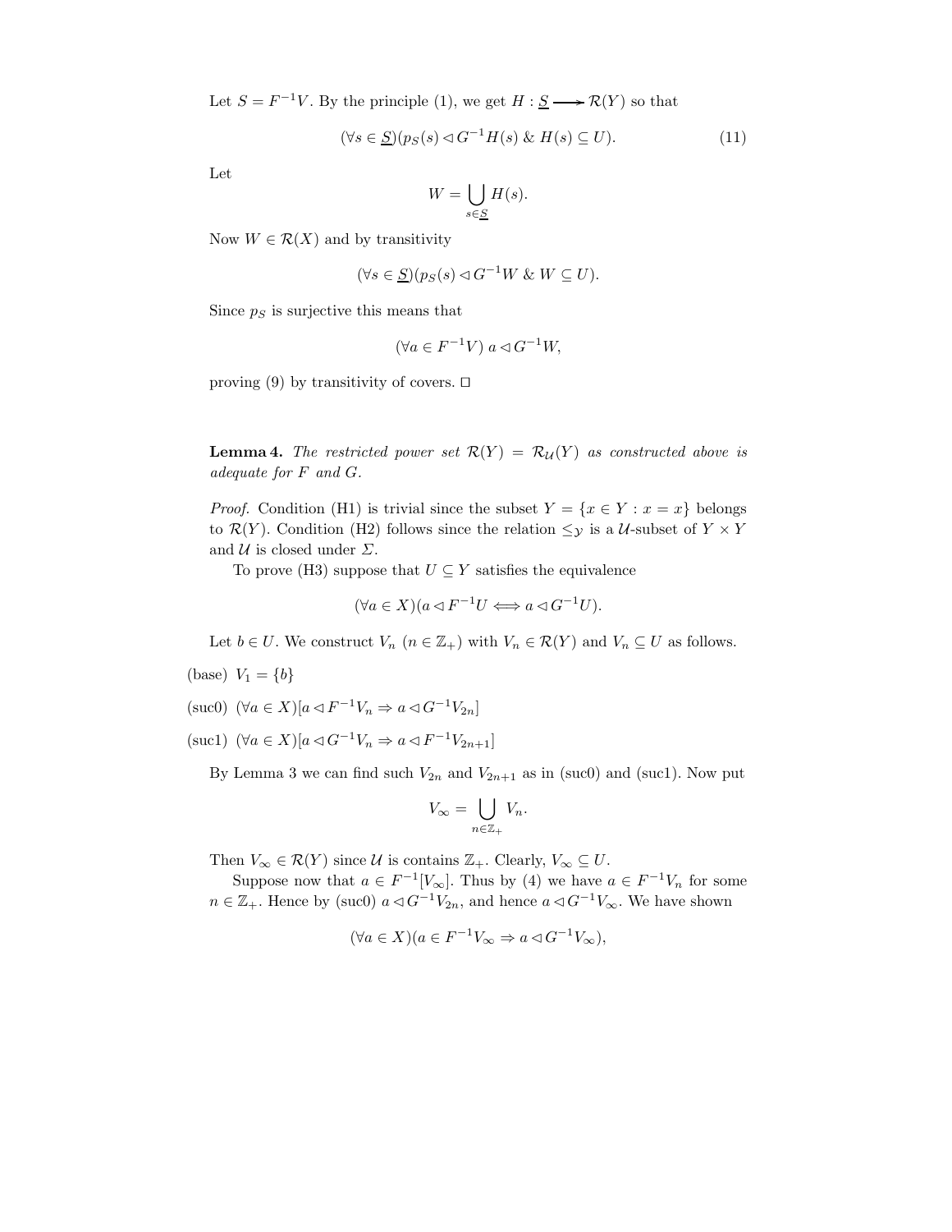Let $S = F^{-1}V$. By the principle (1), we get $H : \underline{S} \longrightarrow \mathcal{R}(Y)$ so that

$$(\forall s \in \underline{S})(p_S(s) \lhd G^{-1}H(s) \ \&\ H(s) \subseteq U). \tag{11}$$

Let

$$W = \bigcup_{s \in \underline{S}} H(s).$$

Now $W \in \mathcal{R}(X)$ and by transitivity

$$(\forall s \in \underline{S})(p_S(s) \lhd G^{-1}W \ \&\ W \subseteq U).$$

Since $p_S$ is surjective this means that

$$(\forall a \in F^{-1}V)\ a \lhd G^{-1}W,$$

proving (9) by transitivity of covers. □

**Lemma 4.** *The restricted power set $\mathcal{R}(Y) = \mathcal{R}_{\mathcal{U}}(Y)$ as constructed above is adequate for $F$ and $G$.*

*Proof.* Condition (H1) is trivial since the subset $Y = \{x \in Y : x = x\}$ belongs to $\mathcal{R}(Y)$. Condition (H2) follows since the relation $\leq_{\mathcal{Y}}$ is a $\mathcal{U}$-subset of $Y \times Y$ and $\mathcal{U}$ is closed under $\Sigma$.

To prove (H3) suppose that $U \subseteq Y$ satisfies the equivalence

$$(\forall a \in X)(a \lhd F^{-1}U \iff a \lhd G^{-1}U).$$

Let $b \in U$. We construct $V_n$ ($n \in \mathbb{Z}_+$) with $V_n \in \mathcal{R}(Y)$ and $V_n \subseteq U$ as follows.

(base) $V_1 = \{b\}$

(suc0) $(\forall a \in X)[a \lhd F^{-1}V_n \Rightarrow a \lhd G^{-1}V_{2n}]$

(suc1) $(\forall a \in X)[a \lhd G^{-1}V_n \Rightarrow a \lhd F^{-1}V_{2n+1}]$

By Lemma 3 we can find such $V_{2n}$ and $V_{2n+1}$ as in (suc0) and (suc1). Now put

$$V_\infty = \bigcup_{n \in \mathbb{Z}_+} V_n.$$

Then $V_\infty \in \mathcal{R}(Y)$ since $\mathcal{U}$ is contains $\mathbb{Z}_+$. Clearly, $V_\infty \subseteq U$.

Suppose now that $a \in F^{-1}[V_\infty]$. Thus by (4) we have $a \in F^{-1}V_n$ for some $n \in \mathbb{Z}_+$. Hence by (suc0) $a \lhd G^{-1}V_{2n}$, and hence $a \lhd G^{-1}V_\infty$. We have shown

$$(\forall a \in X)(a \in F^{-1}V_\infty \Rightarrow a \lhd G^{-1}V_\infty),$$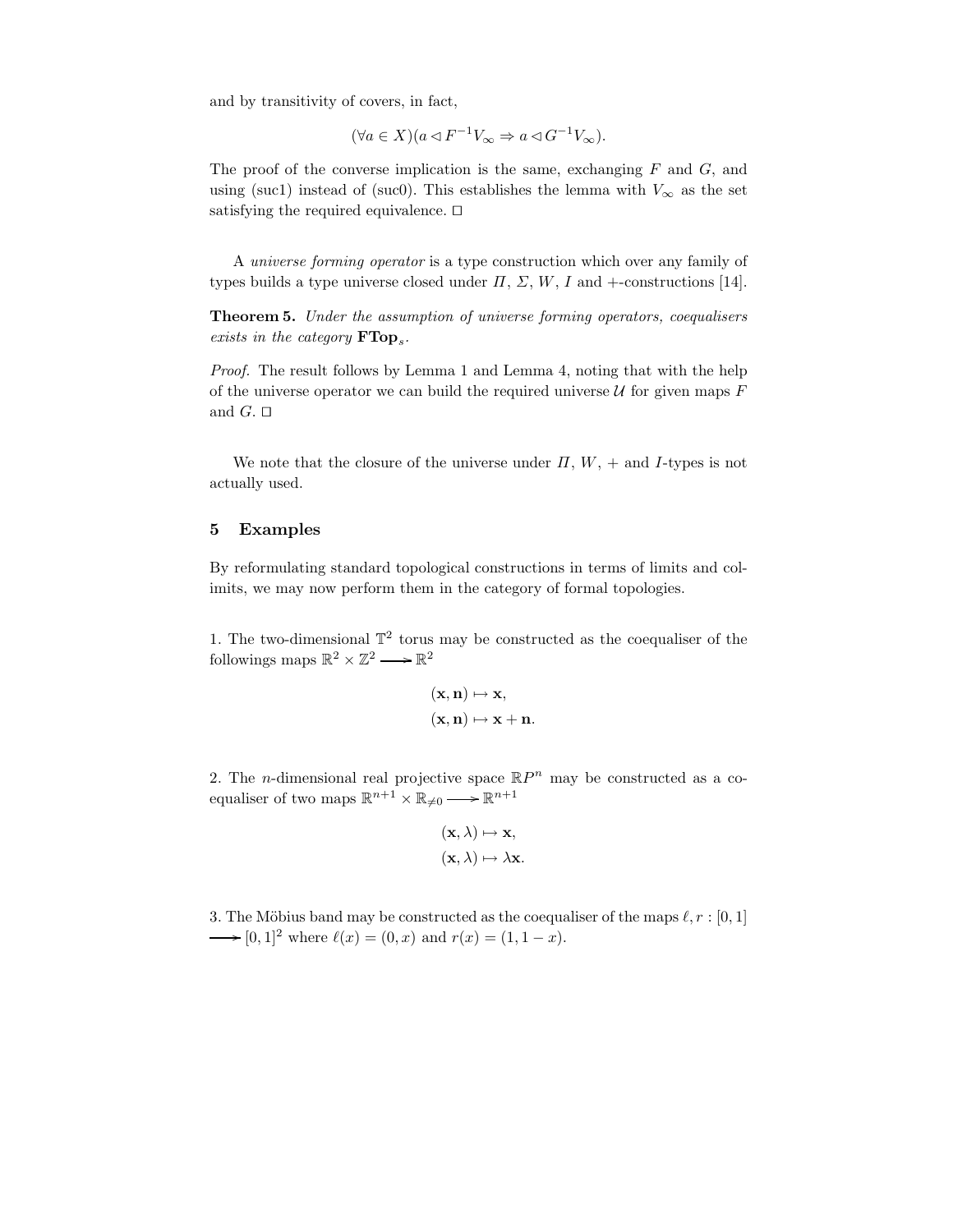and by transitivity of covers, in fact,

$$(\forall a \in X)(a \lhd F^{-1}V_\infty \Rightarrow a \lhd G^{-1}V_\infty).$$

The proof of the converse implication is the same, exchanging $F$ and $G$, and using (suc1) instead of (suc0). This establishes the lemma with $V_\infty$ as the set satisfying the required equivalence. □

A *universe forming operator* is a type construction which over any family of types builds a type universe closed under $\Pi$, $\Sigma$, $W$, $I$ and $+$-constructions [14].

**Theorem 5.** *Under the assumption of universe forming operators, coequalisers exists in the category* $\mathbf{FTop}_s$.

*Proof.* The result follows by Lemma 1 and Lemma 4, noting that with the help of the universe operator we can build the required universe $\mathcal{U}$ for given maps $F$ and $G$. □

We note that the closure of the universe under $\Pi$, $W$, $+$ and $I$-types is not actually used.

## 5 Examples

By reformulating standard topological constructions in terms of limits and colimits, we may now perform them in the category of formal topologies.

1. The two-dimensional $\mathbb{T}^2$ torus may be constructed as the coequaliser of the followings maps $\mathbb{R}^2 \times \mathbb{Z}^2 \longrightarrow \mathbb{R}^2$

$$(\mathbf{x}, \mathbf{n}) \mapsto \mathbf{x},$$
$$(\mathbf{x}, \mathbf{n}) \mapsto \mathbf{x} + \mathbf{n}.$$

2. The $n$-dimensional real projective space $\mathbb{R}P^n$ may be constructed as a coequaliser of two maps $\mathbb{R}^{n+1} \times \mathbb{R}_{\neq 0} \longrightarrow \mathbb{R}^{n+1}$

$$(\mathbf{x}, \lambda) \mapsto \mathbf{x},$$
$$(\mathbf{x}, \lambda) \mapsto \lambda\mathbf{x}.$$

3. The Möbius band may be constructed as the coequaliser of the maps $\ell, r : [0,1] \longrightarrow [0,1]^2$ where $\ell(x) = (0, x)$ and $r(x) = (1, 1-x)$.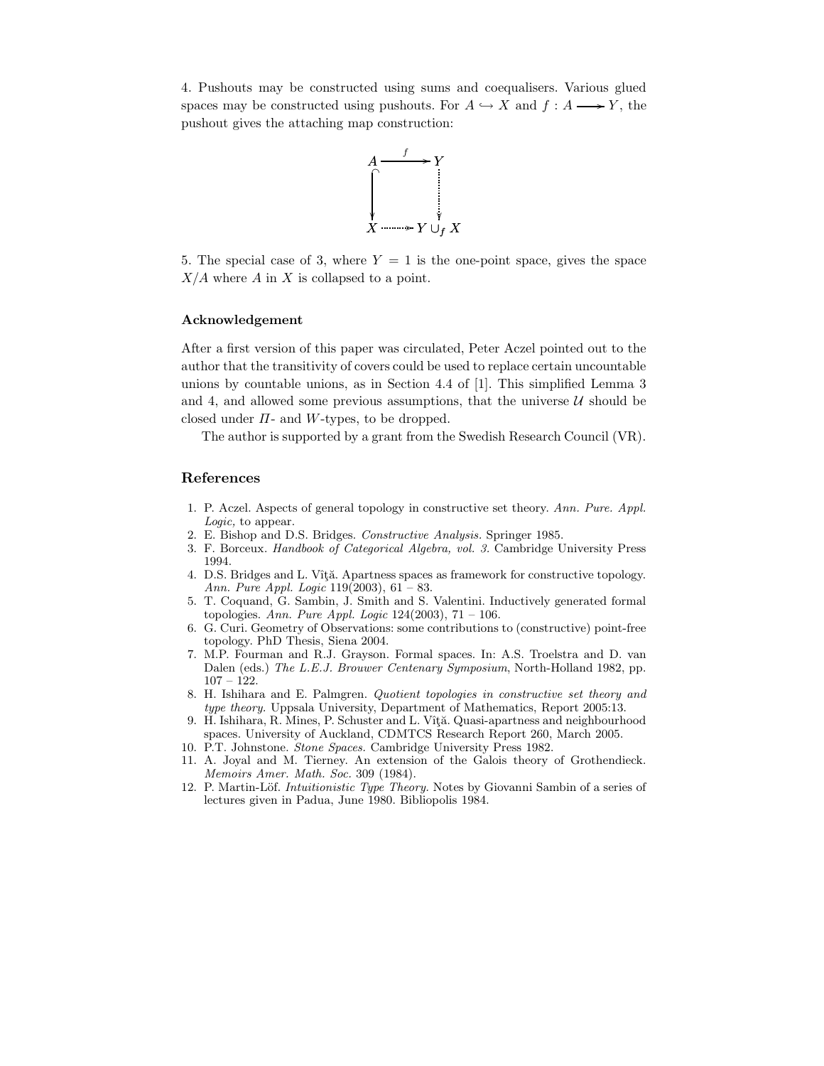4. Pushouts may be constructed using sums and coequalisers. Various glued spaces may be constructed using pushouts. For $A \hookrightarrow X$ and $f : A \longrightarrow Y$, the pushout gives the attaching map construction:

$$\begin{array}{ccc} A & \xrightarrow{f} & Y \\ \downarrow & & \downarrow \\ X & \longrightarrow & Y \cup_f X \end{array}$$

5. The special case of 3, where $Y = 1$ is the one-point space, gives the space $X/A$ where $A$ in $X$ is collapsed to a point.

### Acknowledgement

After a first version of this paper was circulated, Peter Aczel pointed out to the author that the transitivity of covers could be used to replace certain uncountable unions by countable unions, as in Section 4.4 of [1]. This simplified Lemma 3 and 4, and allowed some previous assumptions, that the universe $\mathcal{U}$ should be closed under $\Pi$- and $W$-types, to be dropped.

The author is supported by a grant from the Swedish Research Council (VR).

## References

1. P. Aczel. Aspects of general topology in constructive set theory. *Ann. Pure. Appl. Logic,* to appear.
2. E. Bishop and D.S. Bridges. *Constructive Analysis.* Springer 1985.
3. F. Borceux. *Handbook of Categorical Algebra, vol. 3.* Cambridge University Press 1994.
4. D.S. Bridges and L. Vîţă. Apartness spaces as framework for constructive topology. *Ann. Pure Appl. Logic* 119(2003), 61 – 83.
5. T. Coquand, G. Sambin, J. Smith and S. Valentini. Inductively generated formal topologies. *Ann. Pure Appl. Logic* 124(2003), 71 – 106.
6. G. Curi. Geometry of Observations: some contributions to (constructive) point-free topology. PhD Thesis, Siena 2004.
7. M.P. Fourman and R.J. Grayson. Formal spaces. In: A.S. Troelstra and D. van Dalen (eds.) *The L.E.J. Brouwer Centenary Symposium*, North-Holland 1982, pp. 107 – 122.
8. H. Ishihara and E. Palmgren. *Quotient topologies in constructive set theory and type theory.* Uppsala University, Department of Mathematics, Report 2005:13.
9. H. Ishihara, R. Mines, P. Schuster and L. Vîţă. Quasi-apartness and neighbourhood spaces. University of Auckland, CDMTCS Research Report 260, March 2005.
10. P.T. Johnstone. *Stone Spaces.* Cambridge University Press 1982.
11. A. Joyal and M. Tierney. An extension of the Galois theory of Grothendieck. *Memoirs Amer. Math. Soc.* 309 (1984).
12. P. Martin-Löf. *Intuitionistic Type Theory.* Notes by Giovanni Sambin of a series of lectures given in Padua, June 1980. Bibliopolis 1984.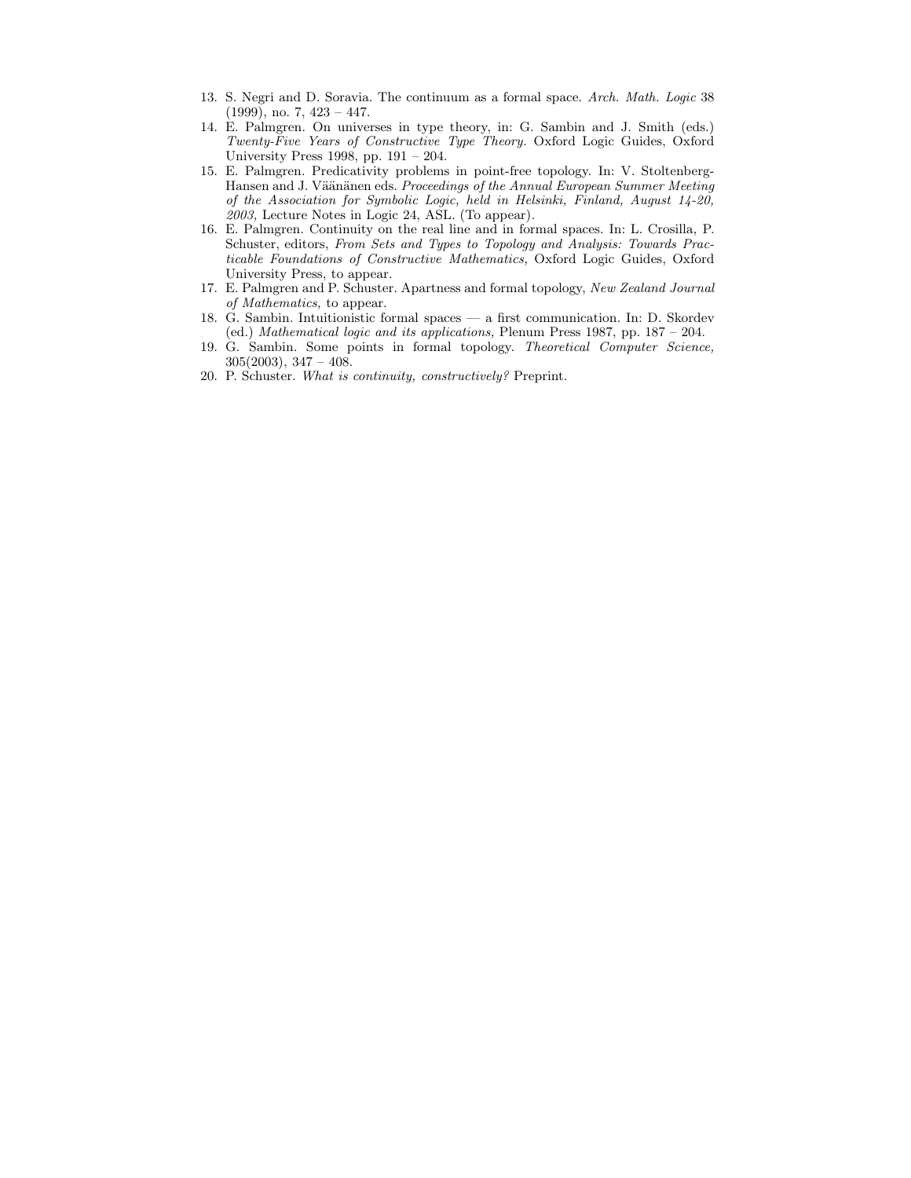13. S. Negri and D. Soravia. The continuum as a formal space. *Arch. Math. Logic* 38 (1999), no. 7, 423 – 447.
14. E. Palmgren. On universes in type theory, in: G. Sambin and J. Smith (eds.) *Twenty-Five Years of Constructive Type Theory.* Oxford Logic Guides, Oxford University Press 1998, pp. 191 – 204.
15. E. Palmgren. Predicativity problems in point-free topology. In: V. Stoltenberg-Hansen and J. Väänänen eds. *Proceedings of the Annual European Summer Meeting of the Association for Symbolic Logic, held in Helsinki, Finland, August 14-20, 2003,* Lecture Notes in Logic 24, ASL. (To appear).
16. E. Palmgren. Continuity on the real line and in formal spaces. In: L. Crosilla, P. Schuster, editors, *From Sets and Types to Topology and Analysis: Towards Practicable Foundations of Constructive Mathematics,* Oxford Logic Guides, Oxford University Press, to appear.
17. E. Palmgren and P. Schuster. Apartness and formal topology, *New Zealand Journal of Mathematics,* to appear.
18. G. Sambin. Intuitionistic formal spaces — a first communication. In: D. Skordev (ed.) *Mathematical logic and its applications,* Plenum Press 1987, pp. 187 – 204.
19. G. Sambin. Some points in formal topology. *Theoretical Computer Science,* 305(2003), 347 – 408.
20. P. Schuster. *What is continuity, constructively?* Preprint.